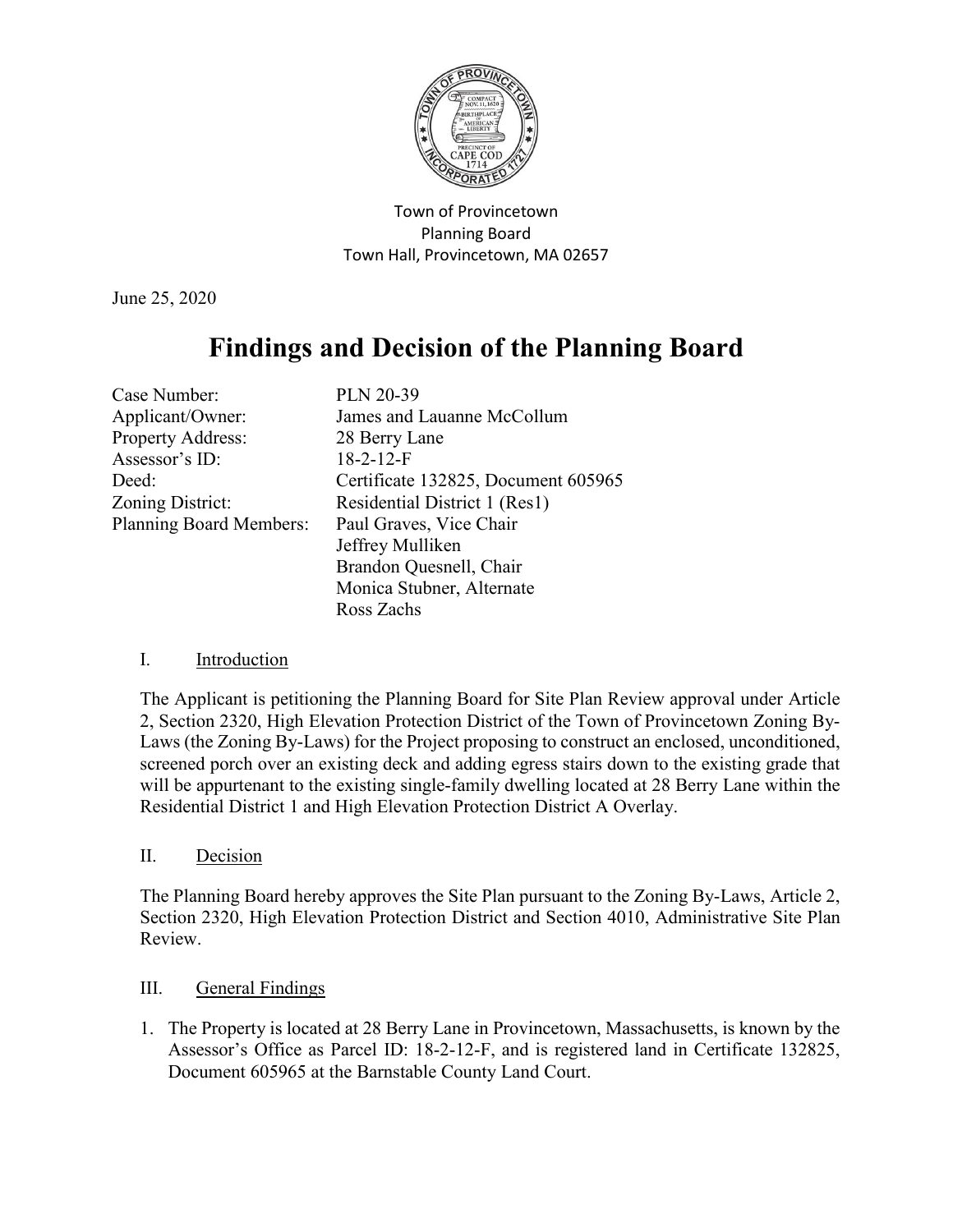Town of Provincetown
Planning Board
Town Hall, Provincetown, MA 02657

June 25, 2020

# Findings and Decision of the Planning Board

| | |
|---|---|
| Case Number: | PLN 20-39 |
| Applicant/Owner: | James and Lauanne McCollum |
| Property Address: | 28 Berry Lane |
| Assessor's ID: | 18-2-12-F |
| Deed: | Certificate 132825, Document 605965 |
| Zoning District: | Residential District 1 (Res1) |
| Planning Board Members: | Paul Graves, Vice Chair<br>Jeffrey Mulliken<br>Brandon Quesnell, Chair<br>Monica Stubner, Alternate<br>Ross Zachs |

## I. Introduction

The Applicant is petitioning the Planning Board for Site Plan Review approval under Article 2, Section 2320, High Elevation Protection District of the Town of Provincetown Zoning By-Laws (the Zoning By-Laws) for the Project proposing to construct an enclosed, unconditioned, screened porch over an existing deck and adding egress stairs down to the existing grade that will be appurtenant to the existing single-family dwelling located at 28 Berry Lane within the Residential District 1 and High Elevation Protection District A Overlay.

## II. Decision

The Planning Board hereby approves the Site Plan pursuant to the Zoning By-Laws, Article 2, Section 2320, High Elevation Protection District and Section 4010, Administrative Site Plan Review.

## III. General Findings

1. The Property is located at 28 Berry Lane in Provincetown, Massachusetts, is known by the Assessor's Office as Parcel ID: 18-2-12-F, and is registered land in Certificate 132825, Document 605965 at the Barnstable County Land Court.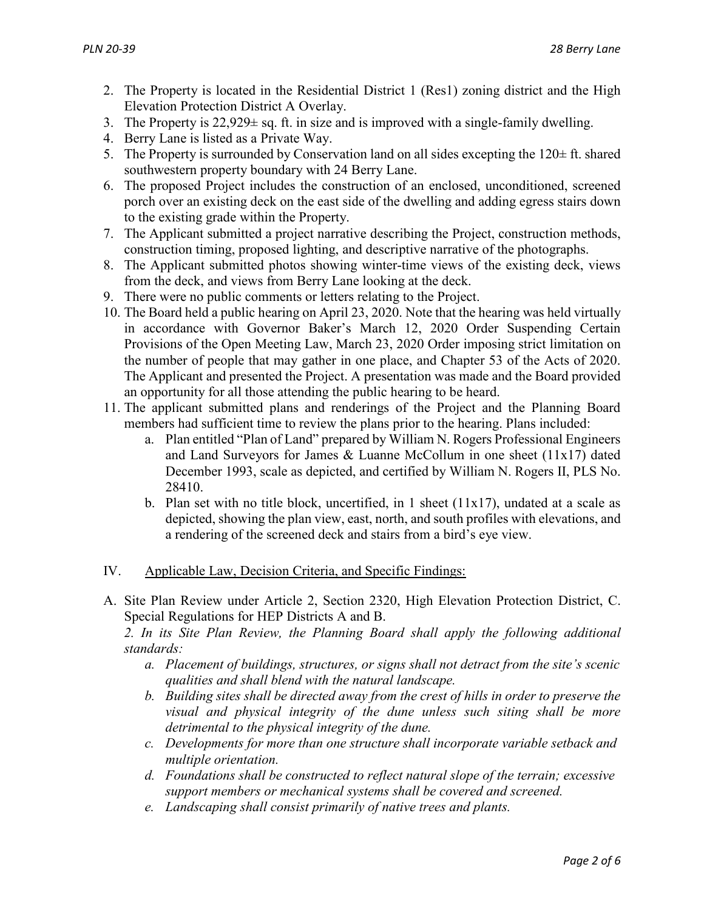2. The Property is located in the Residential District 1 (Res1) zoning district and the High Elevation Protection District A Overlay.
3. The Property is 22,929± sq. ft. in size and is improved with a single-family dwelling.
4. Berry Lane is listed as a Private Way.
5. The Property is surrounded by Conservation land on all sides excepting the 120± ft. shared southwestern property boundary with 24 Berry Lane.
6. The proposed Project includes the construction of an enclosed, unconditioned, screened porch over an existing deck on the east side of the dwelling and adding egress stairs down to the existing grade within the Property.
7. The Applicant submitted a project narrative describing the Project, construction methods, construction timing, proposed lighting, and descriptive narrative of the photographs.
8. The Applicant submitted photos showing winter-time views of the existing deck, views from the deck, and views from Berry Lane looking at the deck.
9. There were no public comments or letters relating to the Project.
10. The Board held a public hearing on April 23, 2020. Note that the hearing was held virtually in accordance with Governor Baker's March 12, 2020 Order Suspending Certain Provisions of the Open Meeting Law, March 23, 2020 Order imposing strict limitation on the number of people that may gather in one place, and Chapter 53 of the Acts of 2020. The Applicant and presented the Project. A presentation was made and the Board provided an opportunity for all those attending the public hearing to be heard.
11. The applicant submitted plans and renderings of the Project and the Planning Board members had sufficient time to review the plans prior to the hearing. Plans included:
    a. Plan entitled "Plan of Land" prepared by William N. Rogers Professional Engineers and Land Surveyors for James & Luanne McCollum in one sheet (11x17) dated December 1993, scale as depicted, and certified by William N. Rogers II, PLS No. 28410.
    b. Plan set with no title block, uncertified, in 1 sheet (11x17), undated at a scale as depicted, showing the plan view, east, north, and south profiles with elevations, and a rendering of the screened deck and stairs from a bird's eye view.

## IV. Applicable Law, Decision Criteria, and Specific Findings:

A. Site Plan Review under Article 2, Section 2320, High Elevation Protection District, C. Special Regulations for HEP Districts A and B.

*2. In its Site Plan Review, the Planning Board shall apply the following additional standards:*

*a. Placement of buildings, structures, or signs shall not detract from the site's scenic qualities and shall blend with the natural landscape.*

*b. Building sites shall be directed away from the crest of hills in order to preserve the visual and physical integrity of the dune unless such siting shall be more detrimental to the physical integrity of the dune.*

*c. Developments for more than one structure shall incorporate variable setback and multiple orientation.*

*d. Foundations shall be constructed to reflect natural slope of the terrain; excessive support members or mechanical systems shall be covered and screened.*

*e. Landscaping shall consist primarily of native trees and plants.*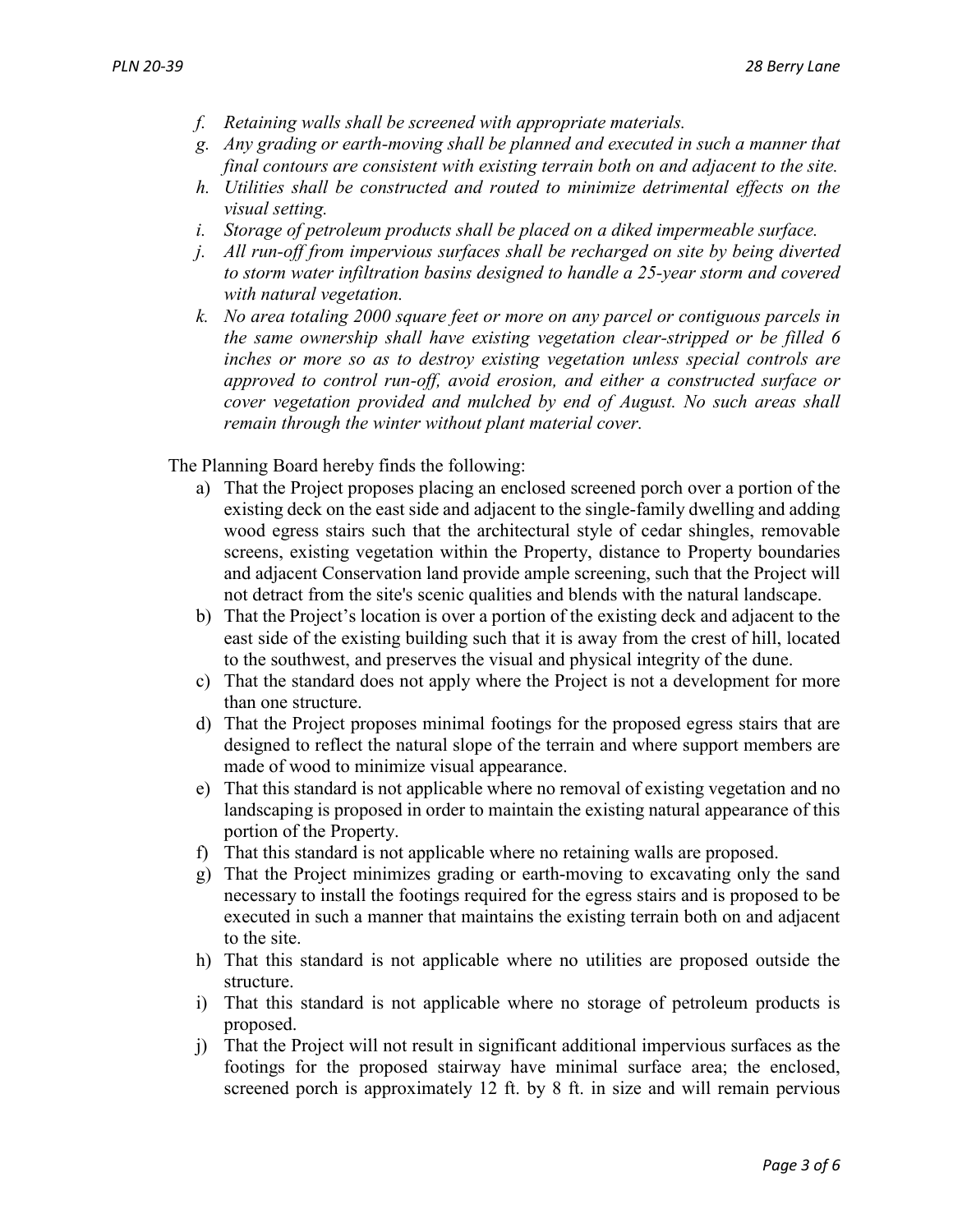- *f. Retaining walls shall be screened with appropriate materials.*
- *g. Any grading or earth-moving shall be planned and executed in such a manner that final contours are consistent with existing terrain both on and adjacent to the site.*
- *h. Utilities shall be constructed and routed to minimize detrimental effects on the visual setting.*
- *i. Storage of petroleum products shall be placed on a diked impermeable surface.*
- *j. All run-off from impervious surfaces shall be recharged on site by being diverted to storm water infiltration basins designed to handle a 25-year storm and covered with natural vegetation.*
- *k. No area totaling 2000 square feet or more on any parcel or contiguous parcels in the same ownership shall have existing vegetation clear-stripped or be filled 6 inches or more so as to destroy existing vegetation unless special controls are approved to control run-off, avoid erosion, and either a constructed surface or cover vegetation provided and mulched by end of August. No such areas shall remain through the winter without plant material cover.*

The Planning Board hereby finds the following:

- a) That the Project proposes placing an enclosed screened porch over a portion of the existing deck on the east side and adjacent to the single-family dwelling and adding wood egress stairs such that the architectural style of cedar shingles, removable screens, existing vegetation within the Property, distance to Property boundaries and adjacent Conservation land provide ample screening, such that the Project will not detract from the site's scenic qualities and blends with the natural landscape.
- b) That the Project's location is over a portion of the existing deck and adjacent to the east side of the existing building such that it is away from the crest of hill, located to the southwest, and preserves the visual and physical integrity of the dune.
- c) That the standard does not apply where the Project is not a development for more than one structure.
- d) That the Project proposes minimal footings for the proposed egress stairs that are designed to reflect the natural slope of the terrain and where support members are made of wood to minimize visual appearance.
- e) That this standard is not applicable where no removal of existing vegetation and no landscaping is proposed in order to maintain the existing natural appearance of this portion of the Property.
- f) That this standard is not applicable where no retaining walls are proposed.
- g) That the Project minimizes grading or earth-moving to excavating only the sand necessary to install the footings required for the egress stairs and is proposed to be executed in such a manner that maintains the existing terrain both on and adjacent to the site.
- h) That this standard is not applicable where no utilities are proposed outside the structure.
- i) That this standard is not applicable where no storage of petroleum products is proposed.
- j) That the Project will not result in significant additional impervious surfaces as the footings for the proposed stairway have minimal surface area; the enclosed, screened porch is approximately 12 ft. by 8 ft. in size and will remain pervious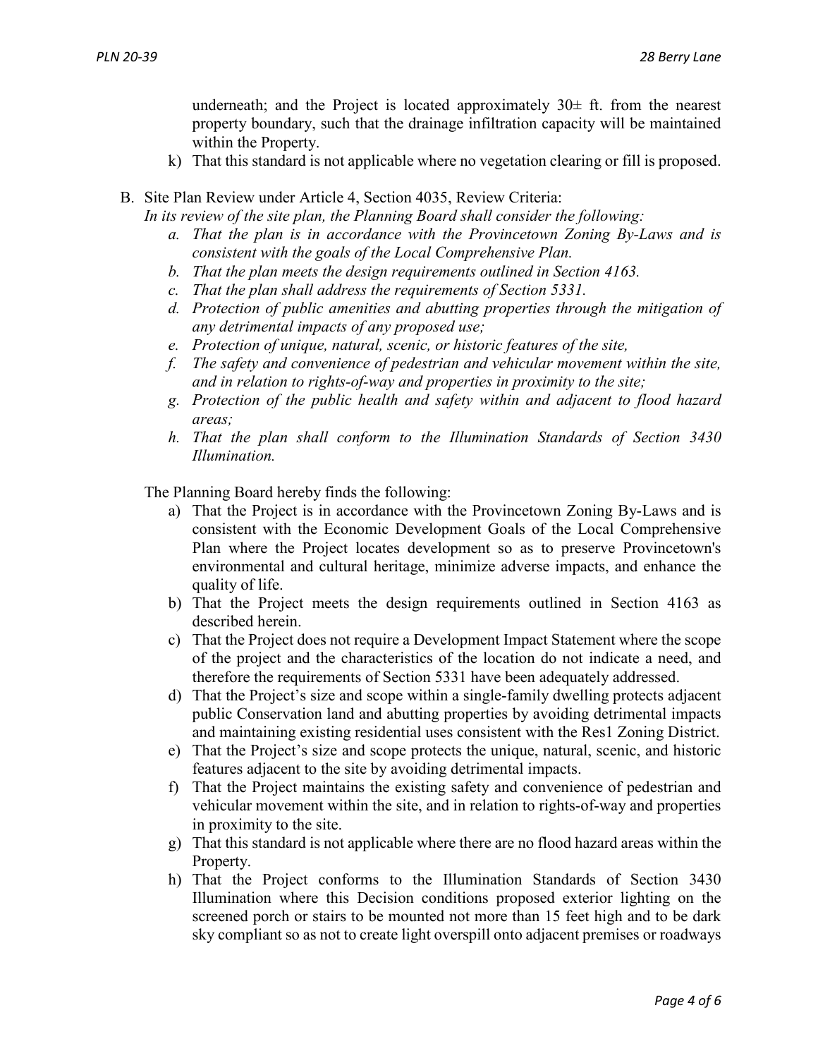underneath; and the Project is located approximately 30± ft. from the nearest property boundary, such that the drainage infiltration capacity will be maintained within the Property.

k) That this standard is not applicable where no vegetation clearing or fill is proposed.

B. Site Plan Review under Article 4, Section 4035, Review Criteria:

*In its review of the site plan, the Planning Board shall consider the following:*

*a. That the plan is in accordance with the Provincetown Zoning By-Laws and is consistent with the goals of the Local Comprehensive Plan.*

*b. That the plan meets the design requirements outlined in Section 4163.*

*c. That the plan shall address the requirements of Section 5331.*

*d. Protection of public amenities and abutting properties through the mitigation of any detrimental impacts of any proposed use;*

*e. Protection of unique, natural, scenic, or historic features of the site,*

*f. The safety and convenience of pedestrian and vehicular movement within the site, and in relation to rights-of-way and properties in proximity to the site;*

*g. Protection of the public health and safety within and adjacent to flood hazard areas;*

*h. That the plan shall conform to the Illumination Standards of Section 3430 Illumination.*

The Planning Board hereby finds the following:

a) That the Project is in accordance with the Provincetown Zoning By-Laws and is consistent with the Economic Development Goals of the Local Comprehensive Plan where the Project locates development so as to preserve Provincetown's environmental and cultural heritage, minimize adverse impacts, and enhance the quality of life.

b) That the Project meets the design requirements outlined in Section 4163 as described herein.

c) That the Project does not require a Development Impact Statement where the scope of the project and the characteristics of the location do not indicate a need, and therefore the requirements of Section 5331 have been adequately addressed.

d) That the Project's size and scope within a single-family dwelling protects adjacent public Conservation land and abutting properties by avoiding detrimental impacts and maintaining existing residential uses consistent with the Res1 Zoning District.

e) That the Project's size and scope protects the unique, natural, scenic, and historic features adjacent to the site by avoiding detrimental impacts.

f) That the Project maintains the existing safety and convenience of pedestrian and vehicular movement within the site, and in relation to rights-of-way and properties in proximity to the site.

g) That this standard is not applicable where there are no flood hazard areas within the Property.

h) That the Project conforms to the Illumination Standards of Section 3430 Illumination where this Decision conditions proposed exterior lighting on the screened porch or stairs to be mounted not more than 15 feet high and to be dark sky compliant so as not to create light overspill onto adjacent premises or roadways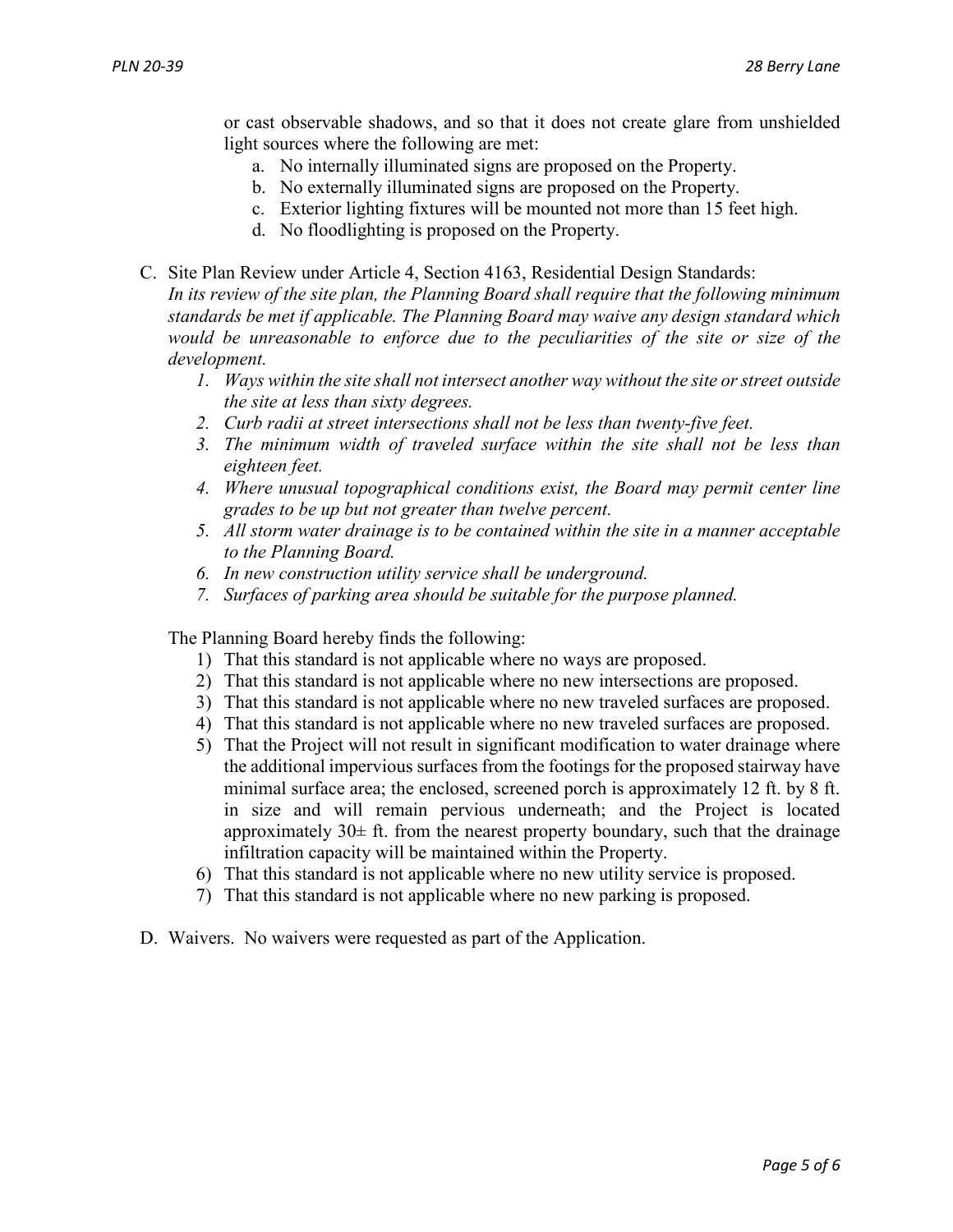or cast observable shadows, and so that it does not create glare from unshielded light sources where the following are met:

a. No internally illuminated signs are proposed on the Property.
b. No externally illuminated signs are proposed on the Property.
c. Exterior lighting fixtures will be mounted not more than 15 feet high.
d. No floodlighting is proposed on the Property.

C. Site Plan Review under Article 4, Section 4163, Residential Design Standards:
*In its review of the site plan, the Planning Board shall require that the following minimum standards be met if applicable. The Planning Board may waive any design standard which would be unreasonable to enforce due to the peculiarities of the site or size of the development.*

1. *Ways within the site shall not intersect another way without the site or street outside the site at less than sixty degrees.*
2. *Curb radii at street intersections shall not be less than twenty-five feet.*
3. *The minimum width of traveled surface within the site shall not be less than eighteen feet.*
4. *Where unusual topographical conditions exist, the Board may permit center line grades to be up but not greater than twelve percent.*
5. *All storm water drainage is to be contained within the site in a manner acceptable to the Planning Board.*
6. *In new construction utility service shall be underground.*
7. *Surfaces of parking area should be suitable for the purpose planned.*

The Planning Board hereby finds the following:

1) That this standard is not applicable where no ways are proposed.
2) That this standard is not applicable where no new intersections are proposed.
3) That this standard is not applicable where no new traveled surfaces are proposed.
4) That this standard is not applicable where no new traveled surfaces are proposed.
5) That the Project will not result in significant modification to water drainage where the additional impervious surfaces from the footings for the proposed stairway have minimal surface area; the enclosed, screened porch is approximately 12 ft. by 8 ft. in size and will remain pervious underneath; and the Project is located approximately 30± ft. from the nearest property boundary, such that the drainage infiltration capacity will be maintained within the Property.
6) That this standard is not applicable where no new utility service is proposed.
7) That this standard is not applicable where no new parking is proposed.

D. Waivers. No waivers were requested as part of the Application.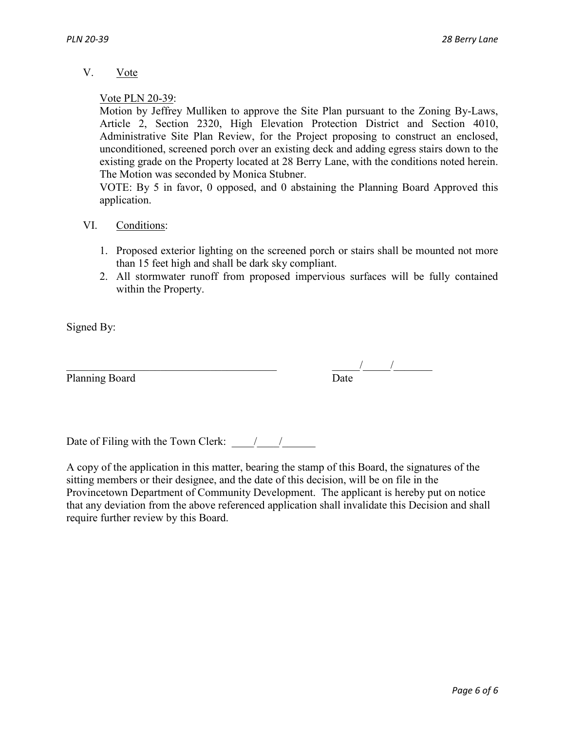## V. Vote

Vote PLN 20-39:

Motion by Jeffrey Mulliken to approve the Site Plan pursuant to the Zoning By-Laws, Article 2, Section 2320, High Elevation Protection District and Section 4010, Administrative Site Plan Review, for the Project proposing to construct an enclosed, unconditioned, screened porch over an existing deck and adding egress stairs down to the existing grade on the Property located at 28 Berry Lane, with the conditions noted herein. The Motion was seconded by Monica Stubner.

VOTE: By 5 in favor, 0 opposed, and 0 abstaining the Planning Board Approved this application.

## VI. Conditions:

1. Proposed exterior lighting on the screened porch or stairs shall be mounted not more than 15 feet high and shall be dark sky compliant.
2. All stormwater runoff from proposed impervious surfaces will be fully contained within the Property.

Signed By:

_______________________________________ _____/_____/_______

Planning Board Date

Date of Filing with the Town Clerk: ____/____/______

A copy of the application in this matter, bearing the stamp of this Board, the signatures of the sitting members or their designee, and the date of this decision, will be on file in the Provincetown Department of Community Development. The applicant is hereby put on notice that any deviation from the above referenced application shall invalidate this Decision and shall require further review by this Board.